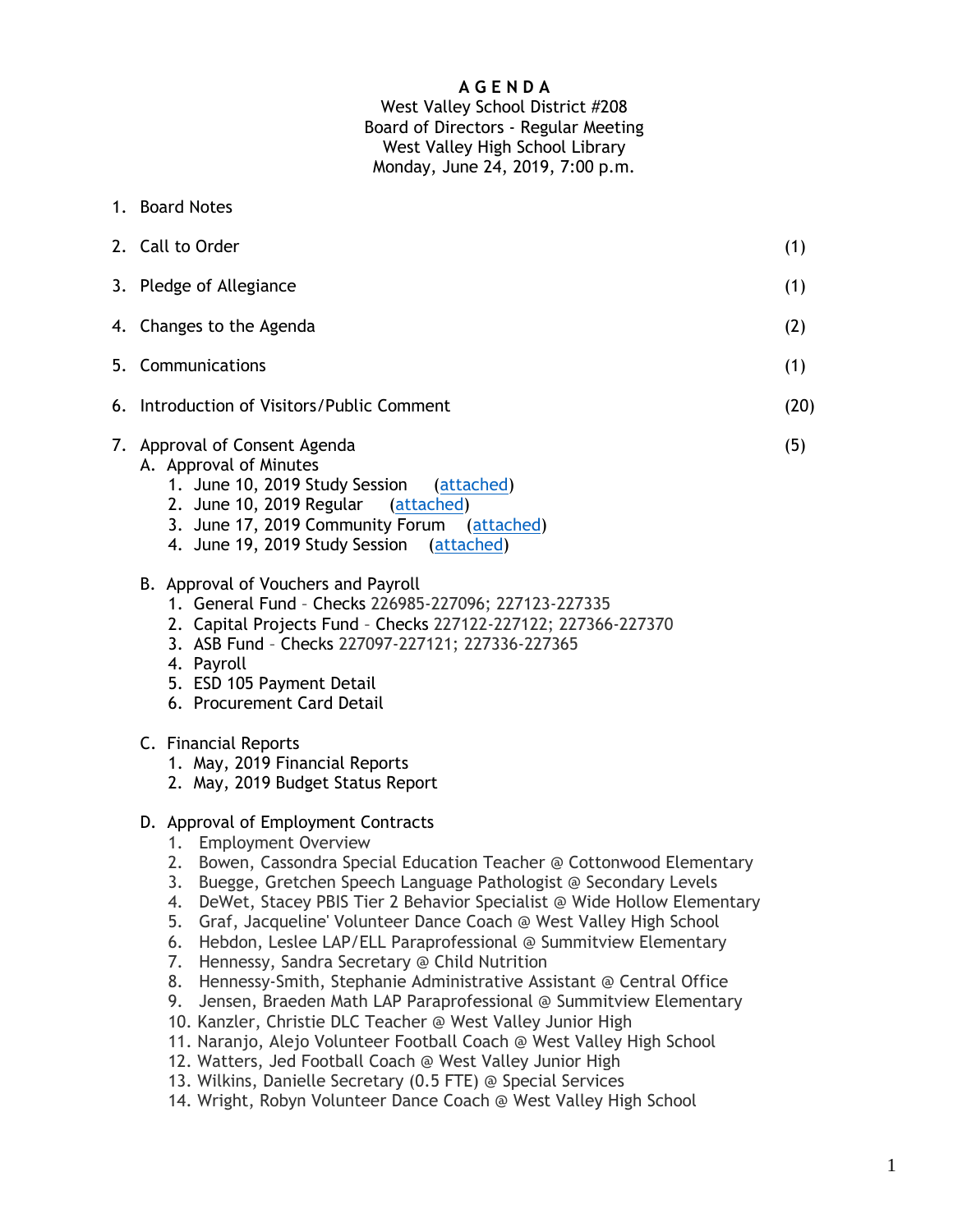# A G E N D A

West Valley School District #208
Board of Directors - Regular Meeting
West Valley High School Library
Monday, June 24, 2019, 7:00 p.m.

1. Board Notes
2. Call to Order (1)
3. Pledge of Allegiance (1)
4. Changes to the Agenda (2)
5. Communications (1)
6. Introduction of Visitors/Public Comment (20)
7. Approval of Consent Agenda (5)
   A. Approval of Minutes
      1. June 10, 2019 Study Session (attached)
      2. June 10, 2019 Regular (attached)
      3. June 17, 2019 Community Forum (attached)
      4. June 19, 2019 Study Session (attached)

   B. Approval of Vouchers and Payroll
      1. General Fund – Checks 226985-227096; 227123-227335
      2. Capital Projects Fund – Checks 227122-227122; 227366-227370
      3. ASB Fund – Checks 227097-227121; 227336-227365
      4. Payroll
      5. ESD 105 Payment Detail
      6. Procurement Card Detail

   C. Financial Reports
      1. May, 2019 Financial Reports
      2. May, 2019 Budget Status Report

   D. Approval of Employment Contracts
      1. Employment Overview
      2. Bowen, Cassondra Special Education Teacher @ Cottonwood Elementary
      3. Buegge, Gretchen Speech Language Pathologist @ Secondary Levels
      4. DeWet, Stacey PBIS Tier 2 Behavior Specialist @ Wide Hollow Elementary
      5. Graf, Jacqueline' Volunteer Dance Coach @ West Valley High School
      6. Hebdon, Leslee LAP/ELL Paraprofessional @ Summitview Elementary
      7. Hennessy, Sandra Secretary @ Child Nutrition
      8. Hennessy-Smith, Stephanie Administrative Assistant @ Central Office
      9. Jensen, Braeden Math LAP Paraprofessional @ Summitview Elementary
      10. Kanzler, Christie DLC Teacher @ West Valley Junior High
      11. Naranjo, Alejo Volunteer Football Coach @ West Valley High School
      12. Watters, Jed Football Coach @ West Valley Junior High
      13. Wilkins, Danielle Secretary (0.5 FTE) @ Special Services
      14. Wright, Robyn Volunteer Dance Coach @ West Valley High School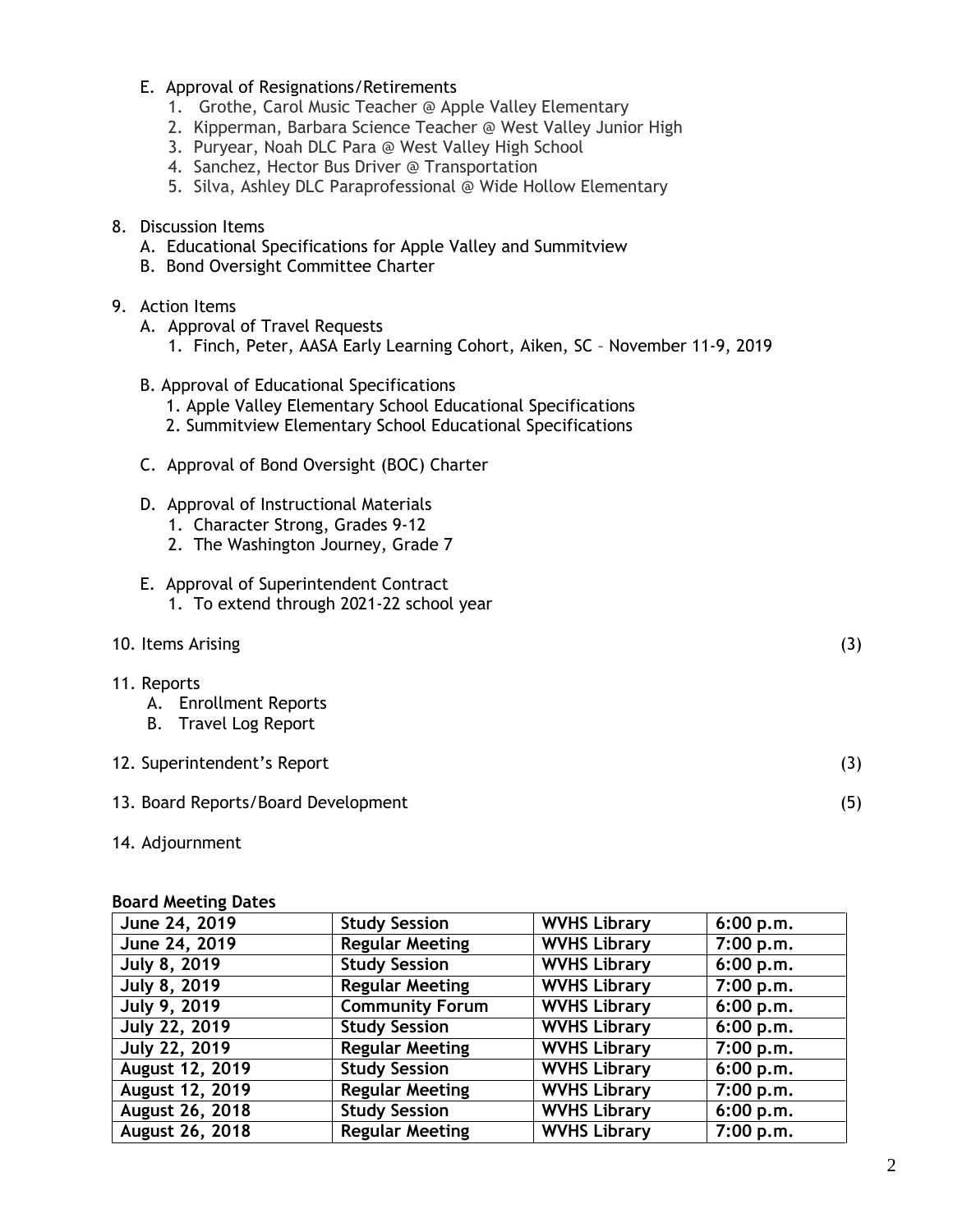E. Approval of Resignations/Retirements
   1. Grothe, Carol Music Teacher @ Apple Valley Elementary
   2. Kipperman, Barbara Science Teacher @ West Valley Junior High
   3. Puryear, Noah DLC Para @ West Valley High School
   4. Sanchez, Hector Bus Driver @ Transportation
   5. Silva, Ashley DLC Paraprofessional @ Wide Hollow Elementary

8. Discussion Items
   A. Educational Specifications for Apple Valley and Summitview
   B. Bond Oversight Committee Charter

9. Action Items
   A. Approval of Travel Requests
      1. Finch, Peter, AASA Early Learning Cohort, Aiken, SC – November 11-9, 2019

   B. Approval of Educational Specifications
      1. Apple Valley Elementary School Educational Specifications
      2. Summitview Elementary School Educational Specifications

   C. Approval of Bond Oversight (BOC) Charter

   D. Approval of Instructional Materials
      1. Character Strong, Grades 9-12
      2. The Washington Journey, Grade 7

   E. Approval of Superintendent Contract
      1. To extend through 2021-22 school year

10. Items Arising (3)

11. Reports
    A. Enrollment Reports
    B. Travel Log Report

12. Superintendent's Report (3)

13. Board Reports/Board Development (5)

14. Adjournment

**Board Meeting Dates**

| June 24, 2019 | Study Session | WVHS Library | 6:00 p.m. |
|---|---|---|---|
| June 24, 2019 | Regular Meeting | WVHS Library | 7:00 p.m. |
| July 8, 2019 | Study Session | WVHS Library | 6:00 p.m. |
| July 8, 2019 | Regular Meeting | WVHS Library | 7:00 p.m. |
| July 9, 2019 | Community Forum | WVHS Library | 6:00 p.m. |
| July 22, 2019 | Study Session | WVHS Library | 6:00 p.m. |
| July 22, 2019 | Regular Meeting | WVHS Library | 7:00 p.m. |
| August 12, 2019 | Study Session | WVHS Library | 6:00 p.m. |
| August 12, 2019 | Regular Meeting | WVHS Library | 7:00 p.m. |
| August 26, 2018 | Study Session | WVHS Library | 6:00 p.m. |
| August 26, 2018 | Regular Meeting | WVHS Library | 7:00 p.m. |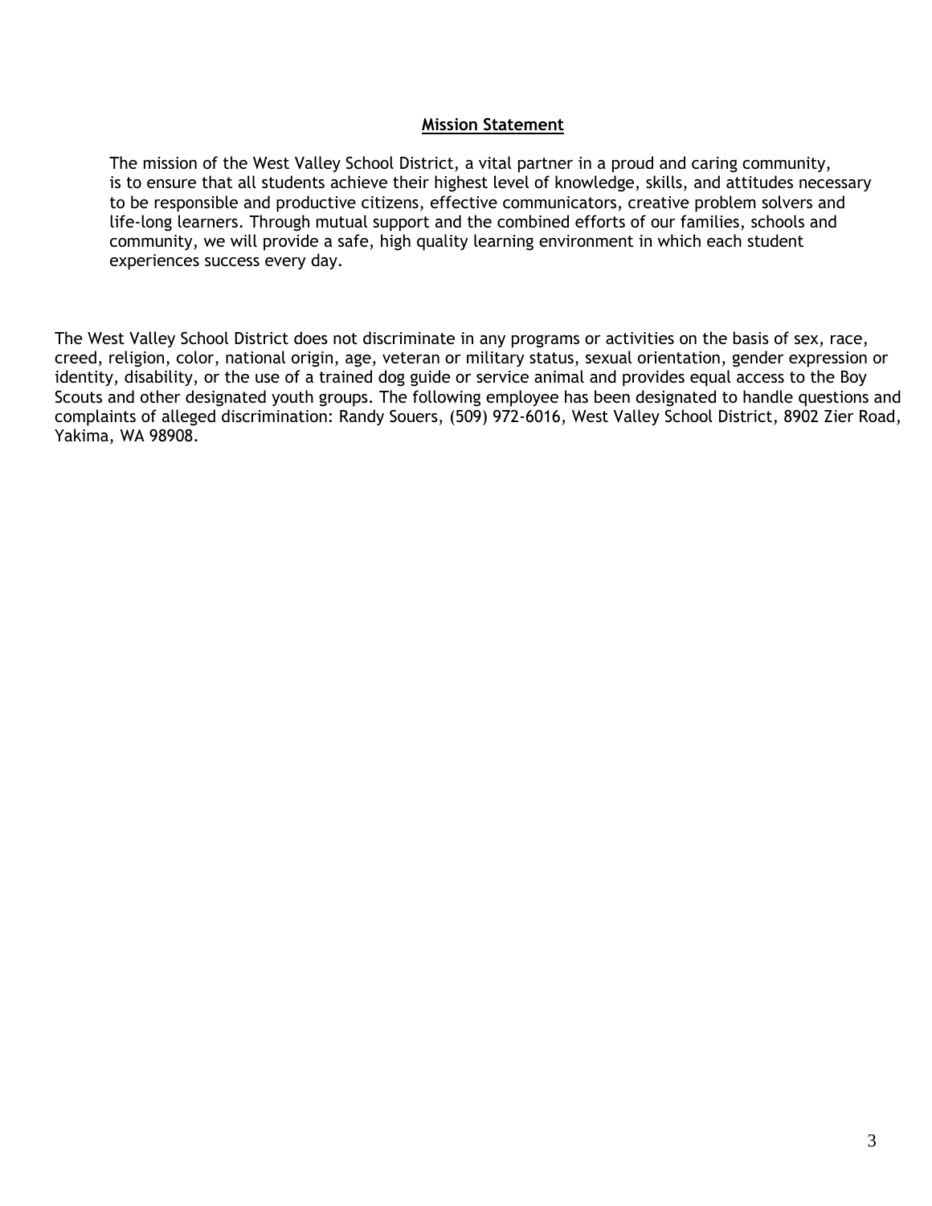## Mission Statement

The mission of the West Valley School District, a vital partner in a proud and caring community, is to ensure that all students achieve their highest level of knowledge, skills, and attitudes necessary to be responsible and productive citizens, effective communicators, creative problem solvers and life-long learners. Through mutual support and the combined efforts of our families, schools and community, we will provide a safe, high quality learning environment in which each student experiences success every day.

The West Valley School District does not discriminate in any programs or activities on the basis of sex, race, creed, religion, color, national origin, age, veteran or military status, sexual orientation, gender expression or identity, disability, or the use of a trained dog guide or service animal and provides equal access to the Boy Scouts and other designated youth groups. The following employee has been designated to handle questions and complaints of alleged discrimination: Randy Souers, (509) 972-6016, West Valley School District, 8902 Zier Road, Yakima, WA 98908.